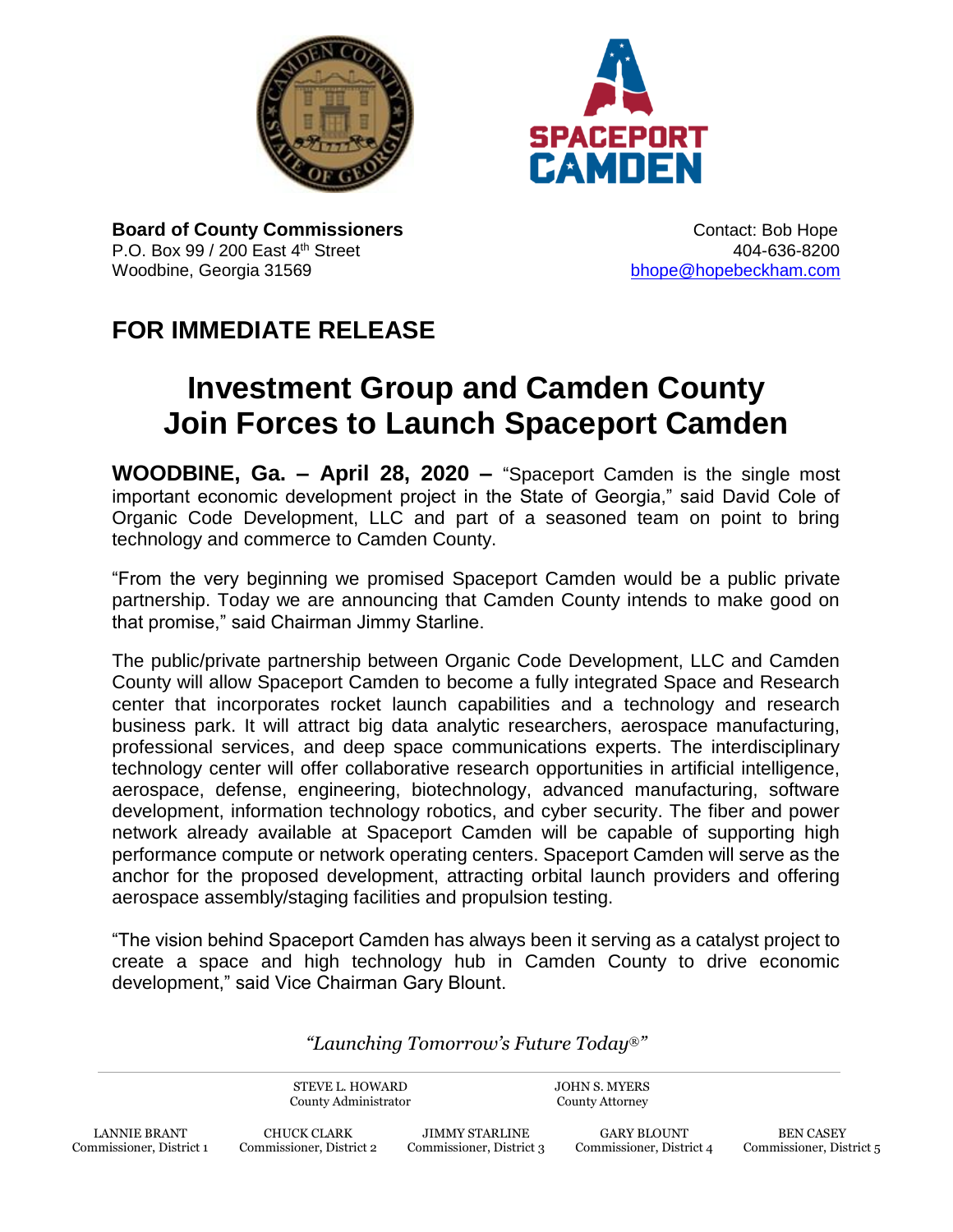**Board of County Commissioners**
P.O. Box 99 / 200 East 4th Street
Woodbine, Georgia 31569

Contact: Bob Hope
404-636-8200
bhope@hopebeckham.com

## FOR IMMEDIATE RELEASE

# Investment Group and Camden County Join Forces to Launch Spaceport Camden

**WOODBINE, Ga. – April 28, 2020 –** "Spaceport Camden is the single most important economic development project in the State of Georgia," said David Cole of Organic Code Development, LLC and part of a seasoned team on point to bring technology and commerce to Camden County.

"From the very beginning we promised Spaceport Camden would be a public private partnership. Today we are announcing that Camden County intends to make good on that promise," said Chairman Jimmy Starline.

The public/private partnership between Organic Code Development, LLC and Camden County will allow Spaceport Camden to become a fully integrated Space and Research center that incorporates rocket launch capabilities and a technology and research business park. It will attract big data analytic researchers, aerospace manufacturing, professional services, and deep space communications experts. The interdisciplinary technology center will offer collaborative research opportunities in artificial intelligence, aerospace, defense, engineering, biotechnology, advanced manufacturing, software development, information technology robotics, and cyber security. The fiber and power network already available at Spaceport Camden will be capable of supporting high performance compute or network operating centers. Spaceport Camden will serve as the anchor for the proposed development, attracting orbital launch providers and offering aerospace assembly/staging facilities and propulsion testing.

"The vision behind Spaceport Camden has always been it serving as a catalyst project to create a space and high technology hub in Camden County to drive economic development," said Vice Chairman Gary Blount.

*"Launching Tomorrow's Future Today®"*

STEVE L. HOWARD, County Administrator
JOHN S. MYERS, County Attorney

LANNIE BRANT, Commissioner, District 1
CHUCK CLARK, Commissioner, District 2
JIMMY STARLINE, Commissioner, District 3
GARY BLOUNT, Commissioner, District 4
BEN CASEY, Commissioner, District 5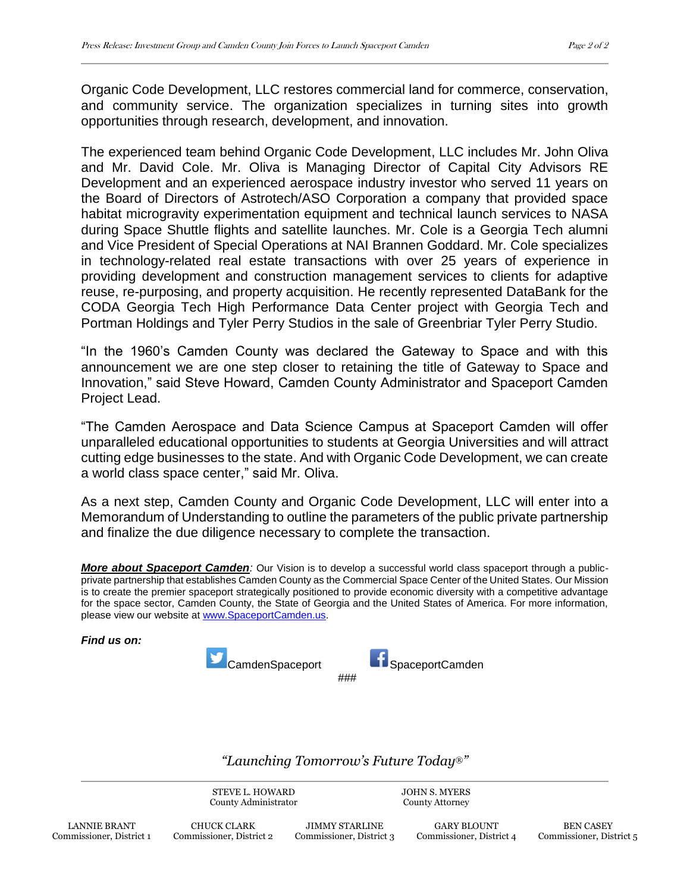Organic Code Development, LLC restores commercial land for commerce, conservation, and community service. The organization specializes in turning sites into growth opportunities through research, development, and innovation.

The experienced team behind Organic Code Development, LLC includes Mr. John Oliva and Mr. David Cole. Mr. Oliva is Managing Director of Capital City Advisors RE Development and an experienced aerospace industry investor who served 11 years on the Board of Directors of Astrotech/ASO Corporation a company that provided space habitat microgravity experimentation equipment and technical launch services to NASA during Space Shuttle flights and satellite launches. Mr. Cole is a Georgia Tech alumni and Vice President of Special Operations at NAI Brannen Goddard. Mr. Cole specializes in technology-related real estate transactions with over 25 years of experience in providing development and construction management services to clients for adaptive reuse, re-purposing, and property acquisition. He recently represented DataBank for the CODA Georgia Tech High Performance Data Center project with Georgia Tech and Portman Holdings and Tyler Perry Studios in the sale of Greenbriar Tyler Perry Studio.

"In the 1960's Camden County was declared the Gateway to Space and with this announcement we are one step closer to retaining the title of Gateway to Space and Innovation," said Steve Howard, Camden County Administrator and Spaceport Camden Project Lead.

"The Camden Aerospace and Data Science Campus at Spaceport Camden will offer unparalleled educational opportunities to students at Georgia Universities and will attract cutting edge businesses to the state. And with Organic Code Development, we can create a world class space center," said Mr. Oliva.

As a next step, Camden County and Organic Code Development, LLC will enter into a Memorandum of Understanding to outline the parameters of the public private partnership and finalize the due diligence necessary to complete the transaction.

***More about Spaceport Camden****:* Our Vision is to develop a successful world class spaceport through a public-private partnership that establishes Camden County as the Commercial Space Center of the United States. Our Mission is to create the premier spaceport strategically positioned to provide economic diversity with a competitive advantage for the space sector, Camden County, the State of Georgia and the United States of America. For more information, please view our website at www.SpaceportCamden.us.

***Find us on:***

CamdenSpaceport    SpaceportCamden

###

*"Launching Tomorrow's Future Today®"*

STEVE L. HOWARD
County Administrator

JOHN S. MYERS
County Attorney

LANNIE BRANT
Commissioner, District 1

CHUCK CLARK
Commissioner, District 2

JIMMY STARLINE
Commissioner, District 3

GARY BLOUNT
Commissioner, District 4

BEN CASEY
Commissioner, District 5